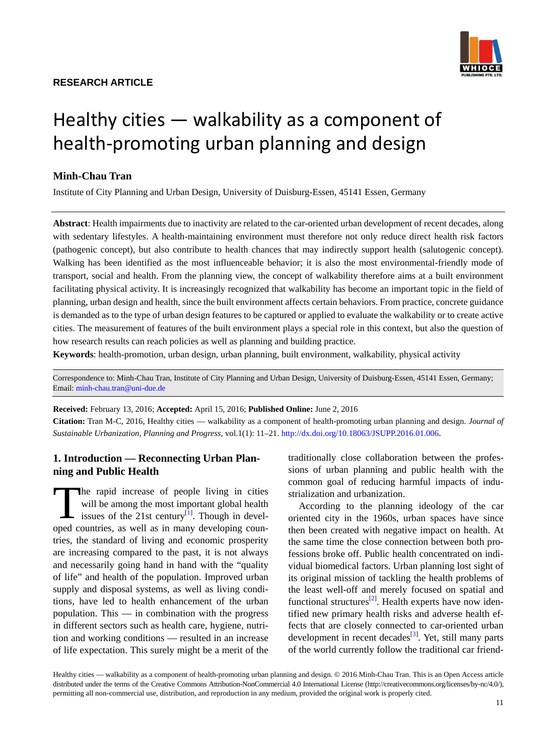RESEARCH ARTICLE

# Healthy cities — walkability as a component of health-promoting urban planning and design

**Minh-Chau Tran**

Institute of City Planning and Urban Design, University of Duisburg-Essen, 45141 Essen, Germany

**Abstract**: Health impairments due to inactivity are related to the car-oriented urban development of recent decades, along with sedentary lifestyles. A health-maintaining environment must therefore not only reduce direct health risk factors (pathogenic concept), but also contribute to health chances that may indirectly support health (salutogenic concept). Walking has been identified as the most influenceable behavior; it is also the most environmental-friendly mode of transport, social and health. From the planning view, the concept of walkability therefore aims at a built environment facilitating physical activity. It is increasingly recognized that walkability has become an important topic in the field of planning, urban design and health, since the built environment affects certain behaviors. From practice, concrete guidance is demanded as to the type of urban design features to be captured or applied to evaluate the walkability or to create active cities. The measurement of features of the built environment plays a special role in this context, but also the question of how research results can reach policies as well as planning and building practice.

**Keywords**: health-promotion, urban design, urban planning, built environment, walkability, physical activity

Correspondence to: Minh-Chau Tran, Institute of City Planning and Urban Design, University of Duisburg-Essen, 45141 Essen, Germany; Email: minh-chau.tran@uni-due.de

**Received:** February 13, 2016; **Accepted:** April 15, 2016; **Published Online:** June 2, 2016

**Citation:** Tran M-C, 2016, Healthy cities — walkability as a component of health-promoting urban planning and design. *Journal of Sustainable Urbanization, Planning and Progress*, vol.1(1): 11–21. http://dx.doi.org/10.18063/JSUPP.2016.01.006.

## 1. Introduction — Reconnecting Urban Planning and Public Health

The rapid increase of people living in cities will be among the most important global health issues of the 21st century[1]. Though in developed countries, as well as in many developing countries, the standard of living and economic prosperity are increasing compared to the past, it is not always and necessarily going hand in hand with the "quality of life" and health of the population. Improved urban supply and disposal systems, as well as living conditions, have led to health enhancement of the urban population. This — in combination with the progress in different sectors such as health care, hygiene, nutrition and working conditions — resulted in an increase of life expectancy. This surely might be a merit of the traditionally close collaboration between the professions of urban planning and public health with the common goal of reducing harmful impacts of industrialization and urbanization.

According to the planning ideology of the car oriented city in the 1960s, urban spaces have since then been created with negative impact on health. At the same time the close connection between both professions broke off. Public health concentrated on individual biomedical factors. Urban planning lost sight of its original mission of tackling the health problems of the least well-off and merely focused on spatial and functional structures[2]. Health experts have now identified new primary health risks and adverse health effects that are closely connected to car-oriented urban development in recent decades[3]. Yet, still many parts of the world currently follow the traditional car friend-

Healthy cities — walkability as a component of health-promoting urban planning and design. © 2016 Minh-Chau Tran. This is an Open Access article distributed under the terms of the Creative Commons Attribution-NonCommercial 4.0 International License (http://creativecommons.org/licenses/by-nc/4.0/), permitting all non-commercial use, distribution, and reproduction in any medium, provided the original work is properly cited.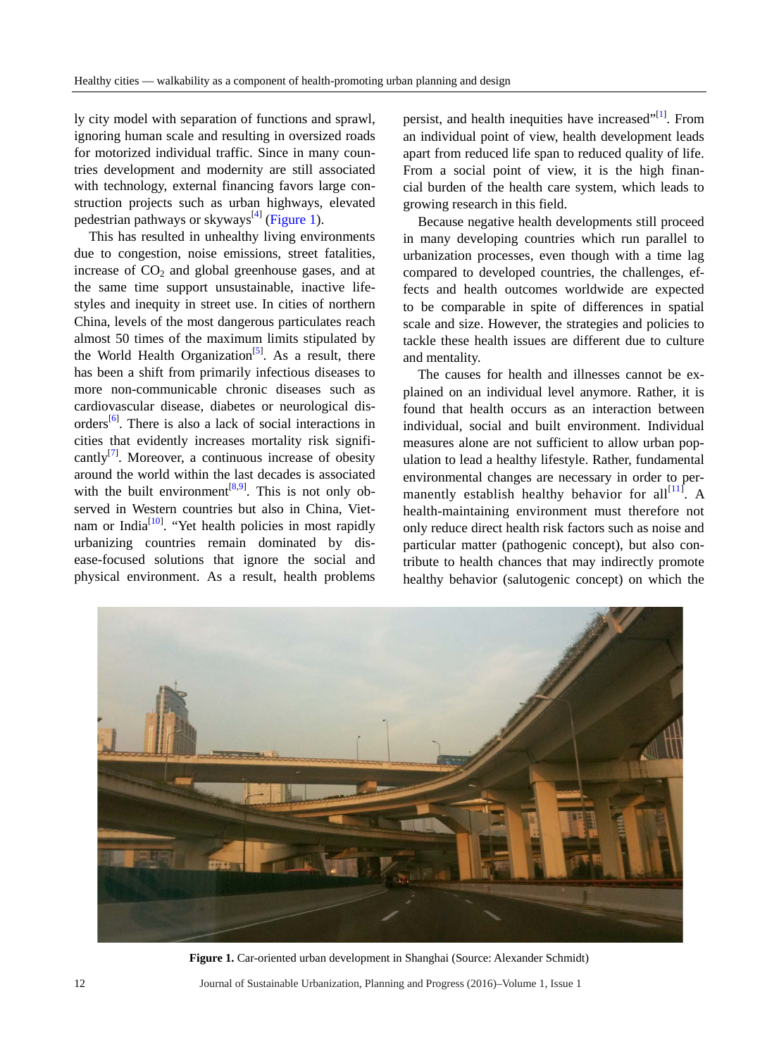ly city model with separation of functions and sprawl, ignoring human scale and resulting in oversized roads for motorized individual traffic. Since in many countries development and modernity are still associated with technology, external financing favors large construction projects such as urban highways, elevated pedestrian pathways or skyways[4] (Figure 1).

This has resulted in unhealthy living environments due to congestion, noise emissions, street fatalities, increase of $CO_2$ and global greenhouse gases, and at the same time support unsustainable, inactive lifestyles and inequity in street use. In cities of northern China, levels of the most dangerous particulates reach almost 50 times of the maximum limits stipulated by the World Health Organization[5]. As a result, there has been a shift from primarily infectious diseases to more non-communicable chronic diseases such as cardiovascular disease, diabetes or neurological disorders[6]. There is also a lack of social interactions in cities that evidently increases mortality risk significantly[7]. Moreover, a continuous increase of obesity around the world within the last decades is associated with the built environment[8,9]. This is not only observed in Western countries but also in China, Vietnam or India[10]. "Yet health policies in most rapidly urbanizing countries remain dominated by disease-focused solutions that ignore the social and physical environment. As a result, health problems persist, and health inequities have increased"[1]. From an individual point of view, health development leads apart from reduced life span to reduced quality of life. From a social point of view, it is the high financial burden of the health care system, which leads to growing research in this field.

Because negative health developments still proceed in many developing countries which run parallel to urbanization processes, even though with a time lag compared to developed countries, the challenges, effects and health outcomes worldwide are expected to be comparable in spite of differences in spatial scale and size. However, the strategies and policies to tackle these health issues are different due to culture and mentality.

The causes for health and illnesses cannot be explained on an individual level anymore. Rather, it is found that health occurs as an interaction between individual, social and built environment. Individual measures alone are not sufficient to allow urban population to lead a healthy lifestyle. Rather, fundamental environmental changes are necessary in order to permanently establish healthy behavior for all[11]. A health-maintaining environment must therefore not only reduce direct health risk factors such as noise and particular matter (pathogenic concept), but also contribute to health chances that may indirectly promote healthy behavior (salutogenic concept) on which the

**Figure 1.** Car-oriented urban development in Shanghai (Source: Alexander Schmidt)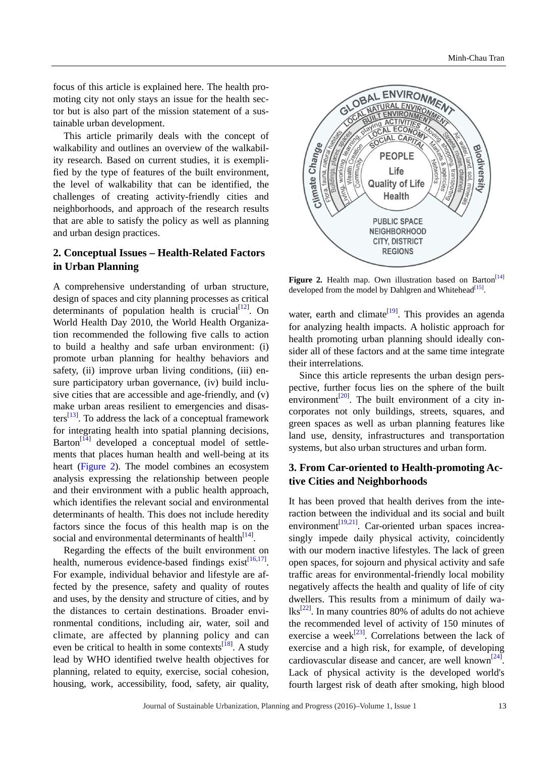focus of this article is explained here. The health promoting city not only stays an issue for the health sector but is also part of the mission statement of a sustainable urban development.

This article primarily deals with the concept of walkability and outlines an overview of the walkability research. Based on current studies, it is exemplified by the type of features of the built environment, the level of walkability that can be identified, the challenges of creating activity-friendly cities and neighborhoods, and approach of the research results that are able to satisfy the policy as well as planning and urban design practices.

## 2. Conceptual Issues – Health-Related Factors in Urban Planning

A comprehensive understanding of urban structure, design of spaces and city planning processes as critical determinants of population health is crucial[12]. On World Health Day 2010, the World Health Organization recommended the following five calls to action to build a healthy and safe urban environment: (i) promote urban planning for healthy behaviors and safety, (ii) improve urban living conditions, (iii) ensure participatory urban governance, (iv) build inclusive cities that are accessible and age-friendly, and (v) make urban areas resilient to emergencies and disasters[13]. To address the lack of a conceptual framework for integrating health into spatial planning decisions, Barton[14] developed a conceptual model of settlements that places human health and well-being at its heart (Figure 2). The model combines an ecosystem analysis expressing the relationship between people and their environment with a public health approach, which identifies the relevant social and environmental determinants of health. This does not include heredity factors since the focus of this health map is on the social and environmental determinants of health[14].

Regarding the effects of the built environment on health, numerous evidence-based findings exist[16,17]. For example, individual behavior and lifestyle are affected by the presence, safety and quality of routes and uses, by the density and structure of cities, and by the distances to certain destinations. Broader environmental conditions, including air, water, soil and climate, are affected by planning policy and can even be critical to health in some contexts[18]. A study lead by WHO identified twelve health objectives for planning, related to equity, exercise, social cohesion, housing, work, accessibility, food, safety, air quality, water, earth and climate[19]. This provides an agenda for analyzing health impacts. A holistic approach for health promoting urban planning should ideally consider all of these factors and at the same time integrate their interrelations.

**Figure 2.** Health map. Own illustration based on Barton[14] developed from the model by Dahlgren and Whitehead[15].

Since this article represents the urban design perspective, further focus lies on the sphere of the built environment[20]. The built environment of a city incorporates not only buildings, streets, squares, and green spaces as well as urban planning features like land use, density, infrastructures and transportation systems, but also urban structures and urban form.

## 3. From Car-oriented to Health-promoting Active Cities and Neighborhoods

It has been proved that health derives from the interaction between the individual and its social and built environment[19,21]. Car-oriented urban spaces increasingly impede daily physical activity, coincidently with our modern inactive lifestyles. The lack of green open spaces, for sojourn and physical activity and safe traffic areas for environmental-friendly local mobility negatively affects the health and quality of life of city dwellers. This results from a minimum of daily walks[22]. In many countries 80% of adults do not achieve the recommended level of activity of 150 minutes of exercise a week[23]. Correlations between the lack of exercise and a high risk, for example, of developing cardiovascular disease and cancer, are well known[24]. Lack of physical activity is the developed world's fourth largest risk of death after smoking, high blood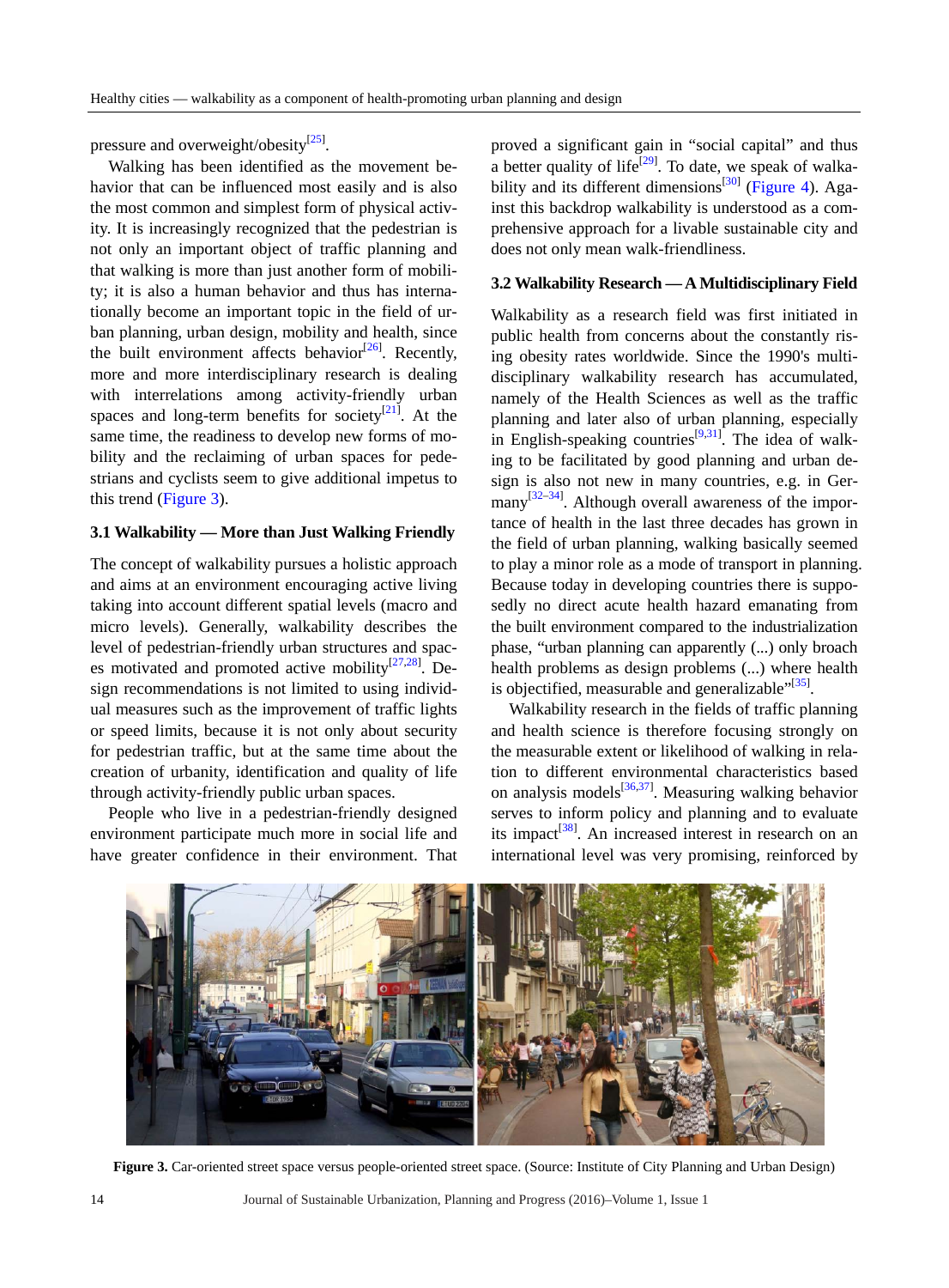pressure and overweight/obesity[25].

Walking has been identified as the movement behavior that can be influenced most easily and is also the most common and simplest form of physical activity. It is increasingly recognized that the pedestrian is not only an important object of traffic planning and that walking is more than just another form of mobility; it is also a human behavior and thus has internationally become an important topic in the field of urban planning, urban design, mobility and health, since the built environment affects behavior[26]. Recently, more and more interdisciplinary research is dealing with interrelations among activity-friendly urban spaces and long-term benefits for society[21]. At the same time, the readiness to develop new forms of mobility and the reclaiming of urban spaces for pedestrians and cyclists seem to give additional impetus to this trend (Figure 3).

### 3.1 Walkability — More than Just Walking Friendly

The concept of walkability pursues a holistic approach and aims at an environment encouraging active living taking into account different spatial levels (macro and micro levels). Generally, walkability describes the level of pedestrian-friendly urban structures and spaces motivated and promoted active mobility[27,28]. Design recommendations is not limited to using individual measures such as the improvement of traffic lights or speed limits, because it is not only about security for pedestrian traffic, but at the same time about the creation of urbanity, identification and quality of life through activity-friendly public urban spaces.

People who live in a pedestrian-friendly designed environment participate much more in social life and have greater confidence in their environment. That proved a significant gain in "social capital" and thus a better quality of life[29]. To date, we speak of walkability and its different dimensions[30] (Figure 4). Against this backdrop walkability is understood as a comprehensive approach for a livable sustainable city and does not only mean walk-friendliness.

### 3.2 Walkability Research — A Multidisciplinary Field

Walkability as a research field was first initiated in public health from concerns about the constantly rising obesity rates worldwide. Since the 1990's multidisciplinary walkability research has accumulated, namely of the Health Sciences as well as the traffic planning and later also of urban planning, especially in English-speaking countries[9,31]. The idea of walking to be facilitated by good planning and urban design is also not new in many countries, e.g. in Germany[32–34]. Although overall awareness of the importance of health in the last three decades has grown in the field of urban planning, walking basically seemed to play a minor role as a mode of transport in planning. Because today in developing countries there is supposedly no direct acute health hazard emanating from the built environment compared to the industrialization phase, "urban planning can apparently (...) only broach health problems as design problems (...) where health is objectified, measurable and generalizable"[35].

Walkability research in the fields of traffic planning and health science is therefore focusing strongly on the measurable extent or likelihood of walking in relation to different environmental characteristics based on analysis models[36,37]. Measuring walking behavior serves to inform policy and planning and to evaluate its impact[38]. An increased interest in research on an international level was very promising, reinforced by

**Figure 3.** Car-oriented street space versus people-oriented street space. (Source: Institute of City Planning and Urban Design)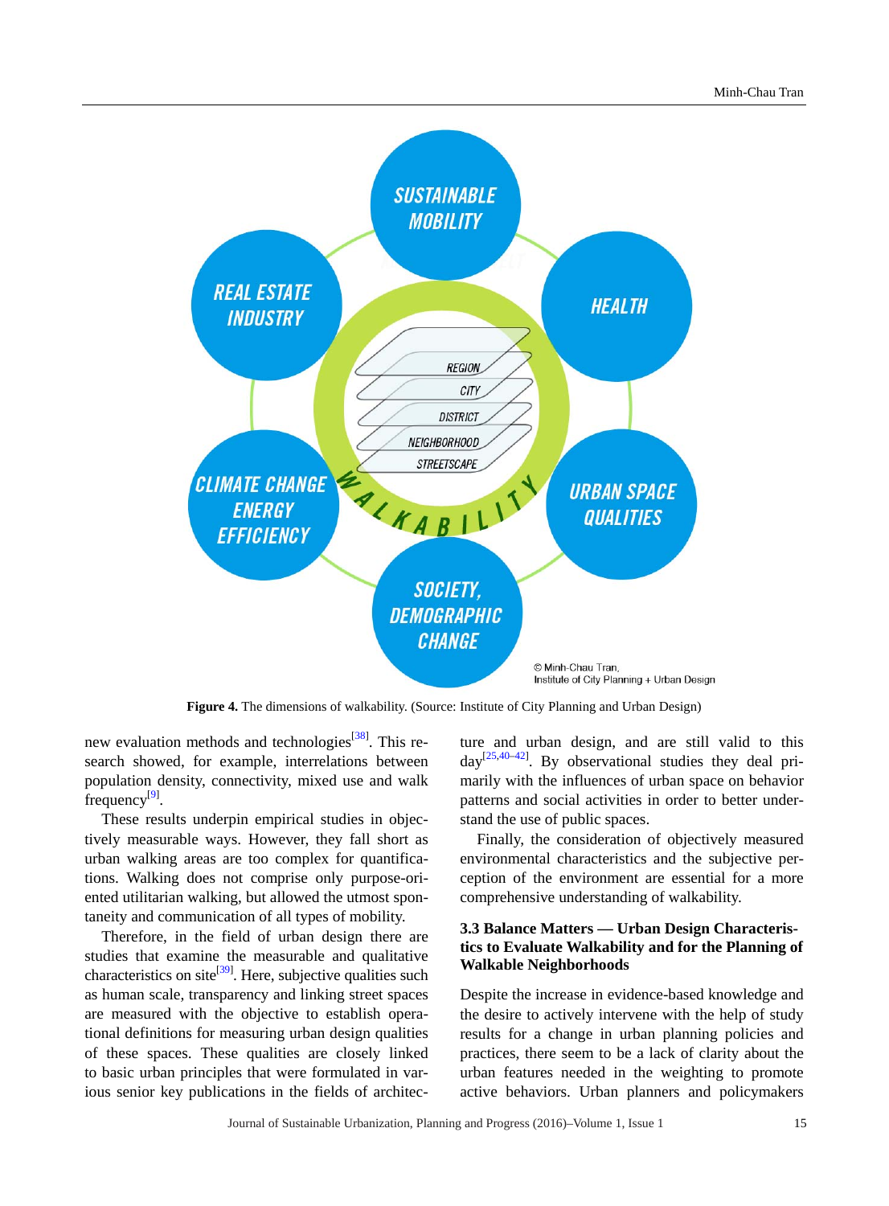Figure 4. The dimensions of walkability. (Source: Institute of City Planning and Urban Design)

new evaluation methods and technologies[38]. This research showed, for example, interrelations between population density, connectivity, mixed use and walk frequency[9].

These results underpin empirical studies in objectively measurable ways. However, they fall short as urban walking areas are too complex for quantifications. Walking does not comprise only purpose-oriented utilitarian walking, but allowed the utmost spontaneity and communication of all types of mobility.

Therefore, in the field of urban design there are studies that examine the measurable and qualitative characteristics on site[39]. Here, subjective qualities such as human scale, transparency and linking street spaces are measured with the objective to establish operational definitions for measuring urban design qualities of these spaces. These qualities are closely linked to basic urban principles that were formulated in various senior key publications in the fields of architecture and urban design, and are still valid to this day[25,40–42]. By observational studies they deal primarily with the influences of urban space on behavior patterns and social activities in order to better understand the use of public spaces.

Finally, the consideration of objectively measured environmental characteristics and the subjective perception of the environment are essential for a more comprehensive understanding of walkability.

### 3.3 Balance Matters — Urban Design Characteristics to Evaluate Walkability and for the Planning of Walkable Neighborhoods

Despite the increase in evidence-based knowledge and the desire to actively intervene with the help of study results for a change in urban planning policies and practices, there seem to be a lack of clarity about the urban features needed in the weighting to promote active behaviors. Urban planners and policymakers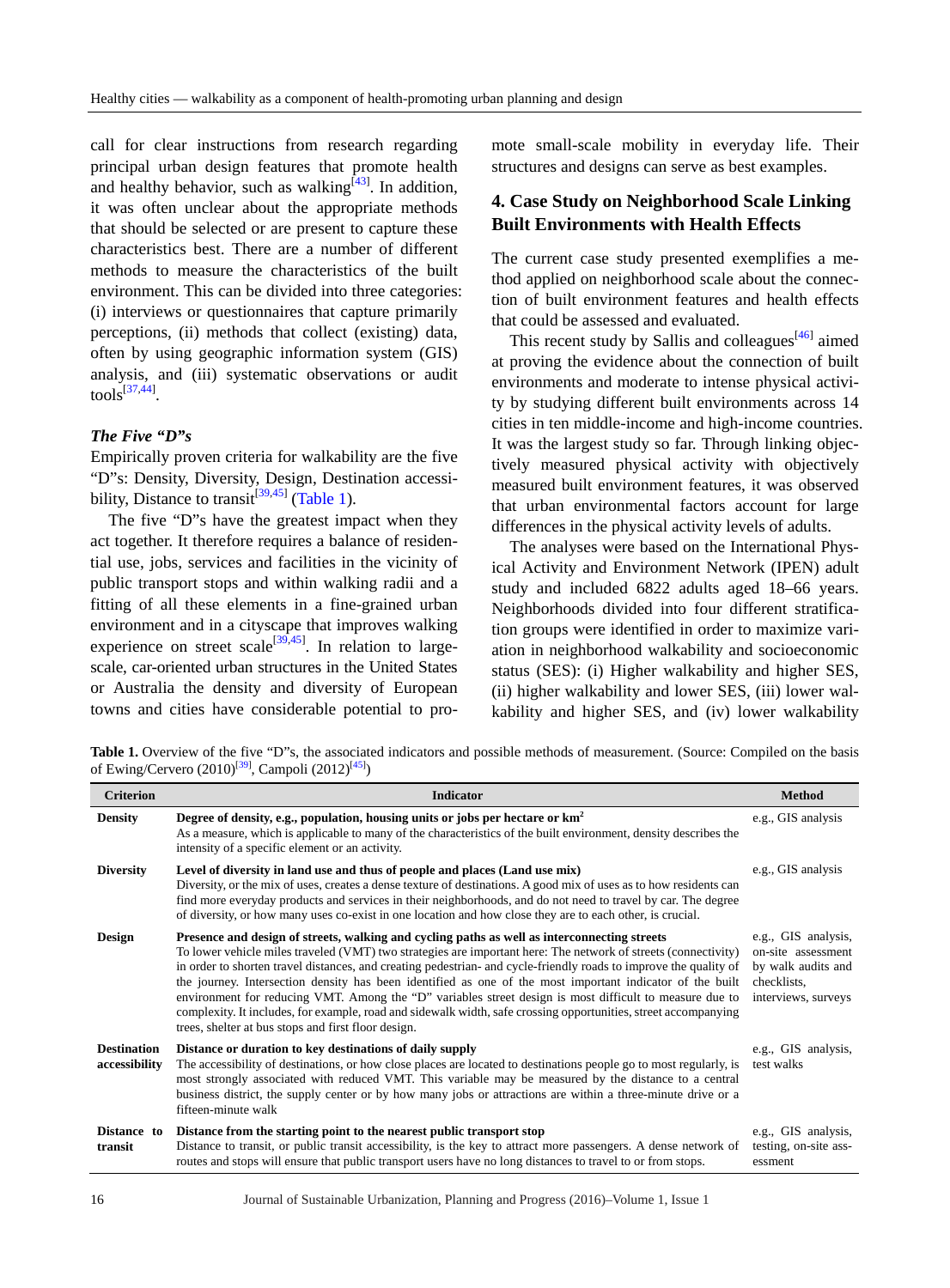call for clear instructions from research regarding principal urban design features that promote health and healthy behavior, such as walking[43]. In addition, it was often unclear about the appropriate methods that should be selected or are present to capture these characteristics best. There are a number of different methods to measure the characteristics of the built environment. This can be divided into three categories: (i) interviews or questionnaires that capture primarily perceptions, (ii) methods that collect (existing) data, often by using geographic information system (GIS) analysis, and (iii) systematic observations or audit tools[37,44].

### *The Five "D"s*

Empirically proven criteria for walkability are the five "D"s: Density, Diversity, Design, Destination accessibility, Distance to transit[39,45] (Table 1).

The five "D"s have the greatest impact when they act together. It therefore requires a balance of residential use, jobs, services and facilities in the vicinity of public transport stops and within walking radii and a fitting of all these elements in a fine-grained urban environment and in a cityscape that improves walking experience on street scale[39,45]. In relation to large-scale, car-oriented urban structures in the United States or Australia the density and diversity of European towns and cities have considerable potential to promote small-scale mobility in everyday life. Their structures and designs can serve as best examples.

## 4. Case Study on Neighborhood Scale Linking Built Environments with Health Effects

The current case study presented exemplifies a method applied on neighborhood scale about the connection of built environment features and health effects that could be assessed and evaluated.

This recent study by Sallis and colleagues[46] aimed at proving the evidence about the connection of built environments and moderate to intense physical activity by studying different built environments across 14 cities in ten middle-income and high-income countries. It was the largest study so far. Through linking objectively measured physical activity with objectively measured built environment features, it was observed that urban environmental factors account for large differences in the physical activity levels of adults.

The analyses were based on the International Physical Activity and Environment Network (IPEN) adult study and included 6822 adults aged 18–66 years. Neighborhoods divided into four different stratification groups were identified in order to maximize variation in neighborhood walkability and socioeconomic status (SES): (i) Higher walkability and higher SES, (ii) higher walkability and lower SES, (iii) lower walkability and higher SES, and (iv) lower walkability

**Table 1.** Overview of the five "D"s, the associated indicators and possible methods of measurement. (Source: Compiled on the basis of Ewing/Cervero (2010)[39], Campoli (2012)[45])

| Criterion | Indicator | Method |
|---|---|---|
| **Density** | **Degree of density, e.g., population, housing units or jobs per hectare or km$^2$** As a measure, which is applicable to many of the characteristics of the built environment, density describes the intensity of a specific element or an activity. | e.g., GIS analysis |
| **Diversity** | **Level of diversity in land use and thus of people and places (Land use mix)** Diversity, or the mix of uses, creates a dense texture of destinations. A good mix of uses as to how residents can find more everyday products and services in their neighborhoods, and do not need to travel by car. The degree of diversity, or how many uses co-exist in one location and how close they are to each other, is crucial. | e.g., GIS analysis |
| **Design** | **Presence and design of streets, walking and cycling paths as well as interconnecting streets** To lower vehicle miles traveled (VMT) two strategies are important here: The network of streets (connectivity) in order to shorten travel distances, and creating pedestrian- and cycle-friendly roads to improve the quality of the journey. Intersection density has been identified as one of the most important indicator of the built environment for reducing VMT. Among the "D" variables street design is most difficult to measure due to complexity. It includes, for example, road and sidewalk width, safe crossing opportunities, street accompanying trees, shelter at bus stops and first floor design. | e.g., GIS analysis, on-site assessment by walk audits and checklists, interviews, surveys |
| **Destination accessibility** | **Distance or duration to key destinations of daily supply** The accessibility of destinations, or how close places are located to destinations people go to most regularly, is most strongly associated with reduced VMT. This variable may be measured by the distance to a central business district, the supply center or by how many jobs or attractions are within a three-minute drive or a fifteen-minute walk | e.g., GIS analysis, test walks |
| **Distance to transit** | **Distance from the starting point to the nearest public transport stop** Distance to transit, or public transit accessibility, is the key to attract more passengers. A dense network of routes and stops will ensure that public transport users have no long distances to travel to or from stops. | e.g., GIS analysis, testing, on-site assessment |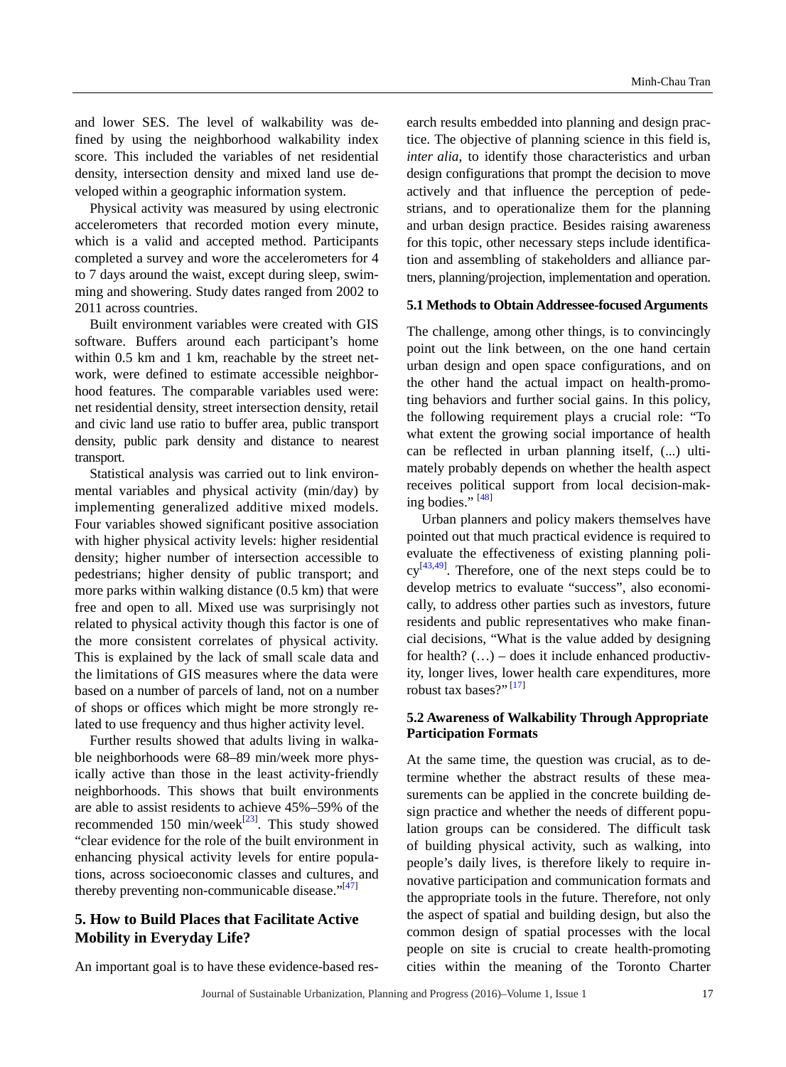and lower SES. The level of walkability was defined by using the neighborhood walkability index score. This included the variables of net residential density, intersection density and mixed land use developed within a geographic information system.

Physical activity was measured by using electronic accelerometers that recorded motion every minute, which is a valid and accepted method. Participants completed a survey and wore the accelerometers for 4 to 7 days around the waist, except during sleep, swimming and showering. Study dates ranged from 2002 to 2011 across countries.

Built environment variables were created with GIS software. Buffers around each participant's home within 0.5 km and 1 km, reachable by the street network, were defined to estimate accessible neighborhood features. The comparable variables used were: net residential density, street intersection density, retail and civic land use ratio to buffer area, public transport density, public park density and distance to nearest transport.

Statistical analysis was carried out to link environmental variables and physical activity (min/day) by implementing generalized additive mixed models. Four variables showed significant positive association with higher physical activity levels: higher residential density; higher number of intersection accessible to pedestrians; higher density of public transport; and more parks within walking distance (0.5 km) that were free and open to all. Mixed use was surprisingly not related to physical activity though this factor is one of the more consistent correlates of physical activity. This is explained by the lack of small scale data and the limitations of GIS measures where the data were based on a number of parcels of land, not on a number of shops or offices which might be more strongly related to use frequency and thus higher activity level.

Further results showed that adults living in walkable neighborhoods were 68–89 min/week more physically active than those in the least activity-friendly neighborhoods. This shows that built environments are able to assist residents to achieve 45%–59% of the recommended 150 min/week[23]. This study showed "clear evidence for the role of the built environment in enhancing physical activity levels for entire populations, across socioeconomic classes and cultures, and thereby preventing non-communicable disease."[47]

## 5. How to Build Places that Facilitate Active Mobility in Everyday Life?

An important goal is to have these evidence-based research results embedded into planning and design practice. The objective of planning science in this field is, *inter alia*, to identify those characteristics and urban design configurations that prompt the decision to move actively and that influence the perception of pedestrians, and to operationalize them for the planning and urban design practice. Besides raising awareness for this topic, other necessary steps include identification and assembling of stakeholders and alliance partners, planning/projection, implementation and operation.

### 5.1 Methods to Obtain Addressee-focused Arguments

The challenge, among other things, is to convincingly point out the link between, on the one hand certain urban design and open space configurations, and on the other hand the actual impact on health-promoting behaviors and further social gains. In this policy, the following requirement plays a crucial role: "To what extent the growing social importance of health can be reflected in urban planning itself, (...) ultimately probably depends on whether the health aspect receives political support from local decision-making bodies." [48]

Urban planners and policy makers themselves have pointed out that much practical evidence is required to evaluate the effectiveness of existing planning policy[43,49]. Therefore, one of the next steps could be to develop metrics to evaluate "success", also economically, to address other parties such as investors, future residents and public representatives who make financial decisions, "What is the value added by designing for health? (…) – does it include enhanced productivity, longer lives, lower health care expenditures, more robust tax bases?" [17]

### 5.2 Awareness of Walkability Through Appropriate Participation Formats

At the same time, the question was crucial, as to determine whether the abstract results of these measurements can be applied in the concrete building design practice and whether the needs of different population groups can be considered. The difficult task of building physical activity, such as walking, into people's daily lives, is therefore likely to require innovative participation and communication formats and the appropriate tools in the future. Therefore, not only the aspect of spatial and building design, but also the common design of spatial processes with the local people on site is crucial to create health-promoting cities within the meaning of the Toronto Charter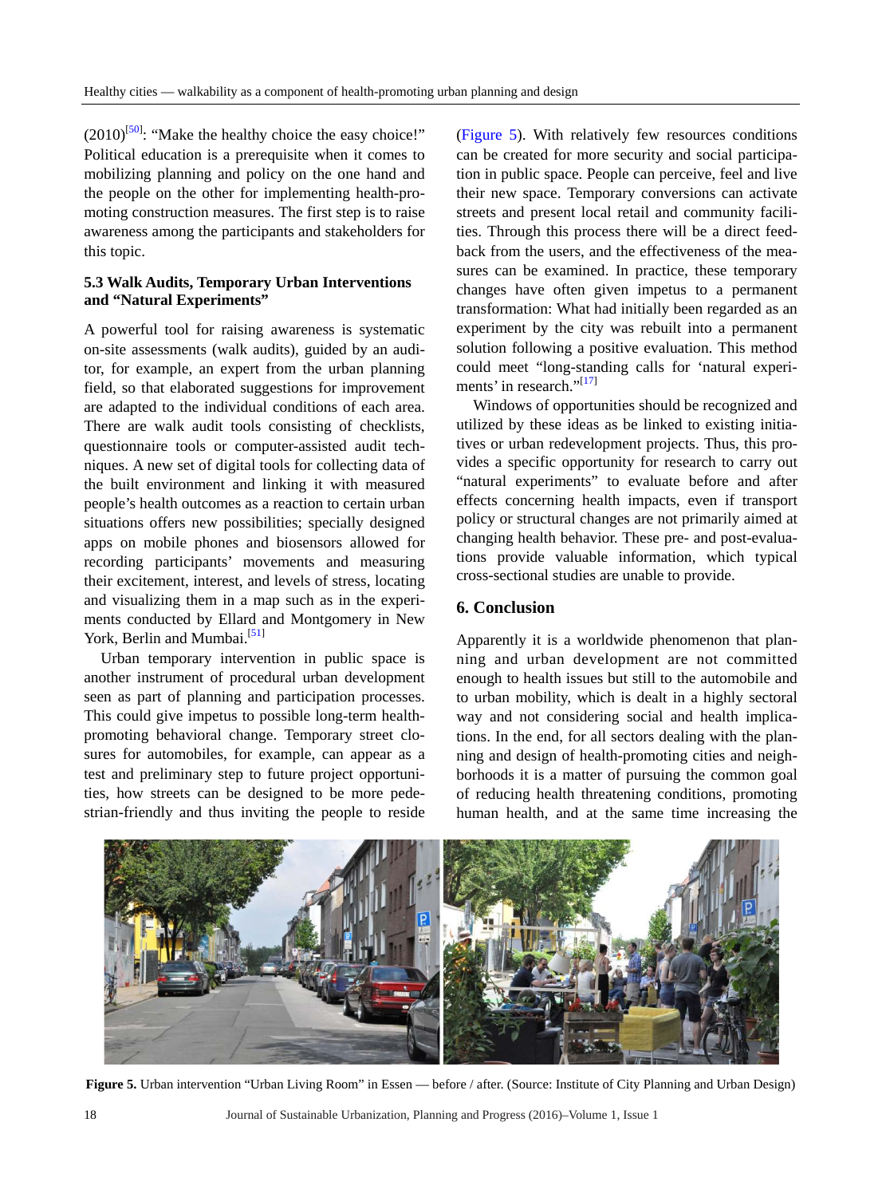(2010)[50]: "Make the healthy choice the easy choice!" Political education is a prerequisite when it comes to mobilizing planning and policy on the one hand and the people on the other for implementing health-promoting construction measures. The first step is to raise awareness among the participants and stakeholders for this topic.

### 5.3 Walk Audits, Temporary Urban Interventions and "Natural Experiments"

A powerful tool for raising awareness is systematic on-site assessments (walk audits), guided by an auditor, for example, an expert from the urban planning field, so that elaborated suggestions for improvement are adapted to the individual conditions of each area. There are walk audit tools consisting of checklists, questionnaire tools or computer-assisted audit techniques. A new set of digital tools for collecting data of the built environment and linking it with measured people's health outcomes as a reaction to certain urban situations offers new possibilities; specially designed apps on mobile phones and biosensors allowed for recording participants' movements and measuring their excitement, interest, and levels of stress, locating and visualizing them in a map such as in the experiments conducted by Ellard and Montgomery in New York, Berlin and Mumbai.[51]

Urban temporary intervention in public space is another instrument of procedural urban development seen as part of planning and participation processes. This could give impetus to possible long-term health-promoting behavioral change. Temporary street closures for automobiles, for example, can appear as a test and preliminary step to future project opportunities, how streets can be designed to be more pedestrian-friendly and thus inviting the people to reside (Figure 5). With relatively few resources conditions can be created for more security and social participation in public space. People can perceive, feel and live their new space. Temporary conversions can activate streets and present local retail and community facilities. Through this process there will be a direct feedback from the users, and the effectiveness of the measures can be examined. In practice, these temporary changes have often given impetus to a permanent transformation: What had initially been regarded as an experiment by the city was rebuilt into a permanent solution following a positive evaluation. This method could meet "long-standing calls for 'natural experiments' in research."[17]

Windows of opportunities should be recognized and utilized by these ideas as be linked to existing initiatives or urban redevelopment projects. Thus, this provides a specific opportunity for research to carry out "natural experiments" to evaluate before and after effects concerning health impacts, even if transport policy or structural changes are not primarily aimed at changing health behavior. These pre- and post-evaluations provide valuable information, which typical cross-sectional studies are unable to provide.

## 6. Conclusion

Apparently it is a worldwide phenomenon that planning and urban development are not committed enough to health issues but still to the automobile and to urban mobility, which is dealt in a highly sectoral way and not considering social and health implications. In the end, for all sectors dealing with the planning and design of health-promoting cities and neighborhoods it is a matter of pursuing the common goal of reducing health threatening conditions, promoting human health, and at the same time increasing the

**Figure 5.** Urban intervention "Urban Living Room" in Essen — before / after. (Source: Institute of City Planning and Urban Design)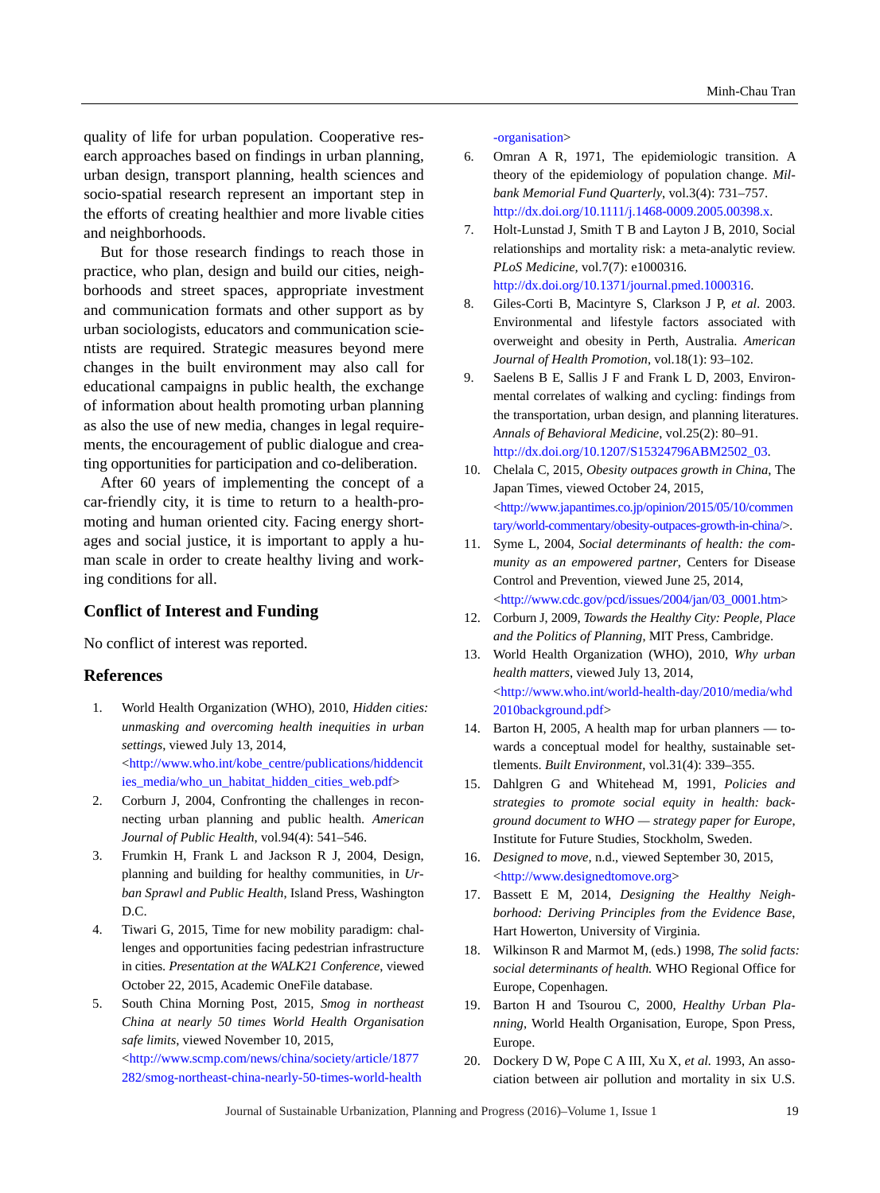quality of life for urban population. Cooperative research approaches based on findings in urban planning, urban design, transport planning, health sciences and socio-spatial research represent an important step in the efforts of creating healthier and more livable cities and neighborhoods.

But for those research findings to reach those in practice, who plan, design and build our cities, neighborhoods and street spaces, appropriate investment and communication formats and other support as by urban sociologists, educators and communication scientists are required. Strategic measures beyond mere changes in the built environment may also call for educational campaigns in public health, the exchange of information about health promoting urban planning as also the use of new media, changes in legal requirements, the encouragement of public dialogue and creating opportunities for participation and co-deliberation.

After 60 years of implementing the concept of a car-friendly city, it is time to return to a health-promoting and human oriented city. Facing energy shortages and social justice, it is important to apply a human scale in order to create healthy living and working conditions for all.

## Conflict of Interest and Funding

No conflict of interest was reported.

## References

1. World Health Organization (WHO), 2010, *Hidden cities: unmasking and overcoming health inequities in urban settings*, viewed July 13, 2014, <http://www.who.int/kobe_centre/publications/hiddencities_media/who_un_habitat_hidden_cities_web.pdf>
2. Corburn J, 2004, Confronting the challenges in reconnecting urban planning and public health. *American Journal of Public Health*, vol.94(4): 541–546.
3. Frumkin H, Frank L and Jackson R J, 2004, Design, planning and building for healthy communities, in *Urban Sprawl and Public Health*, Island Press, Washington D.C.
4. Tiwari G, 2015, Time for new mobility paradigm: challenges and opportunities facing pedestrian infrastructure in cities. *Presentation at the WALK21 Conference*, viewed October 22, 2015, Academic OneFile database.
5. South China Morning Post, 2015, *Smog in northeast China at nearly 50 times World Health Organisation safe limits*, viewed November 10, 2015, <http://www.scmp.com/news/china/society/article/1877282/smog-northeast-china-nearly-50-times-world-health-organisation>
6. Omran A R, 1971, The epidemiologic transition. A theory of the epidemiology of population change. *Milbank Memorial Fund Quarterly*, vol.3(4): 731–757. http://dx.doi.org/10.1111/j.1468-0009.2005.00398.x.
7. Holt-Lunstad J, Smith T B and Layton J B, 2010, Social relationships and mortality risk: a meta-analytic review. *PLoS Medicine*, vol.7(7): e1000316. http://dx.doi.org/10.1371/journal.pmed.1000316.
8. Giles-Corti B, Macintyre S, Clarkson J P, *et al.* 2003. Environmental and lifestyle factors associated with overweight and obesity in Perth, Australia. *American Journal of Health Promotion*, vol.18(1): 93–102.
9. Saelens B E, Sallis J F and Frank L D, 2003, Environmental correlates of walking and cycling: findings from the transportation, urban design, and planning literatures. *Annals of Behavioral Medicine*, vol.25(2): 80–91. http://dx.doi.org/10.1207/S15324796ABM2502_03.
10. Chelala C, 2015, *Obesity outpaces growth in China*, The Japan Times, viewed October 24, 2015, <http://www.japantimes.co.jp/opinion/2015/05/10/commentary/world-commentary/obesity-outpaces-growth-in-china/>.
11. Syme L, 2004, *Social determinants of health: the community as an empowered partner*, Centers for Disease Control and Prevention, viewed June 25, 2014, <http://www.cdc.gov/pcd/issues/2004/jan/03_0001.htm>
12. Corburn J, 2009, *Towards the Healthy City: People, Place and the Politics of Planning*, MIT Press, Cambridge.
13. World Health Organization (WHO), 2010, *Why urban health matters*, viewed July 13, 2014, <http://www.who.int/world-health-day/2010/media/whd2010background.pdf>
14. Barton H, 2005, A health map for urban planners — towards a conceptual model for healthy, sustainable settlements. *Built Environment*, vol.31(4): 339–355.
15. Dahlgren G and Whitehead M, 1991, *Policies and strategies to promote social equity in health: background document to WHO — strategy paper for Europe*, Institute for Future Studies, Stockholm, Sweden.
16. *Designed to move*, n.d., viewed September 30, 2015, <http://www.designedtomove.org>
17. Bassett E M, 2014, *Designing the Healthy Neighborhood: Deriving Principles from the Evidence Base*, Hart Howerton, University of Virginia.
18. Wilkinson R and Marmot M, (eds.) 1998, *The solid facts: social determinants of health.* WHO Regional Office for Europe, Copenhagen.
19. Barton H and Tsourou C, 2000, *Healthy Urban Planning*, World Health Organisation, Europe, Spon Press, Europe.
20. Dockery D W, Pope C A III, Xu X, *et al.* 1993, An association between air pollution and mortality in six U.S.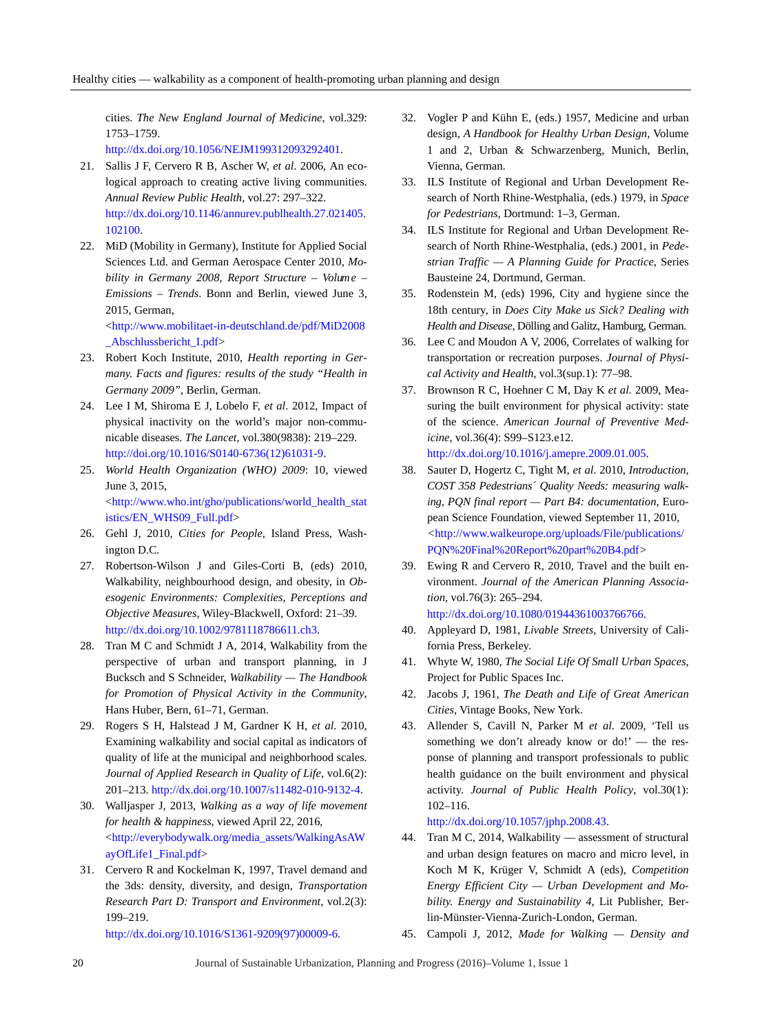cities. *The New England Journal of Medicine*, vol.329: 1753–1759. http://dx.doi.org/10.1056/NEJM199312093292401.

21. Sallis J F, Cervero R B, Ascher W, *et al*. 2006, An ecological approach to creating active living communities. *Annual Review Public Health*, vol.27: 297–322. http://dx.doi.org/10.1146/annurev.publhealth.27.021405.102100.
22. MiD (Mobility in Germany), Institute for Applied Social Sciences Ltd. and German Aerospace Center 2010, *Mobility in Germany 2008, Report Structure – Volume – Emissions – Trends*. Bonn and Berlin, viewed June 3, 2015, German, <http://www.mobilitaet-in-deutschland.de/pdf/MiD2008_Abschlussbericht_I.pdf>
23. Robert Koch Institute, 2010, *Health reporting in Germany. Facts and figures: results of the study "Health in Germany 2009"*, Berlin, German.
24. Lee I M, Shiroma E J, Lobelo F, *et al*. 2012, Impact of physical inactivity on the world's major non-communicable diseases. *The Lancet*, vol.380(9838): 219–229. http://doi.org/10.1016/S0140-6736(12)61031-9.
25. *World Health Organization (WHO) 2009*: 10, viewed June 3, 2015, <http://www.who.int/gho/publications/world_health_statistics/EN_WHS09_Full.pdf>
26. Gehl J, 2010, *Cities for People*, Island Press, Washington D.C.
27. Robertson-Wilson J and Giles-Corti B, (eds) 2010, Walkability, neighbourhood design, and obesity, in *Obesogenic Environments: Complexities, Perceptions and Objective Measures*, Wiley-Blackwell, Oxford: 21–39. http://dx.doi.org/10.1002/9781118786611.ch3.
28. Tran M C and Schmidt J A, 2014, Walkability from the perspective of urban and transport planning, in J Bucksch and S Schneider, *Walkability — The Handbook for Promotion of Physical Activity in the Community*, Hans Huber, Bern, 61–71, German.
29. Rogers S H, Halstead J M, Gardner K H, *et al*. 2010, Examining walkability and social capital as indicators of quality of life at the municipal and neighborhood scales. *Journal of Applied Research in Quality of Life*, vol.6(2): 201–213. http://dx.doi.org/10.1007/s11482-010-9132-4.
30. Walljasper J, 2013, *Walking as a way of life movement for health & happiness*, viewed April 22, 2016, <http://everybodywalk.org/media_assets/WalkingAsAWayOfLife1_Final.pdf>
31. Cervero R and Kockelman K, 1997, Travel demand and the 3ds: density, diversity, and design, *Transportation Research Part D: Transport and Environment*, vol.2(3): 199–219. http://dx.doi.org/10.1016/S1361-9209(97)00009-6.
32. Vogler P and Kühn E, (eds.) 1957, Medicine and urban design, *A Handbook for Healthy Urban Design*, Volume 1 and 2, Urban & Schwarzenberg, Munich, Berlin, Vienna, German.
33. ILS Institute of Regional and Urban Development Research of North Rhine-Westphalia, (eds.) 1979, in *Space for Pedestrians*, Dortmund: 1–3, German.
34. ILS Institute for Regional and Urban Development Research of North Rhine-Westphalia, (eds.) 2001, in *Pedestrian Traffic — A Planning Guide for Practice*, Series Bausteine 24, Dortmund, German.
35. Rodenstein M, (eds) 1996, City and hygiene since the 18th century, in *Does City Make us Sick? Dealing with Health and Disease*, Dölling and Galitz, Hamburg, German.
36. Lee C and Moudon A V, 2006, Correlates of walking for transportation or recreation purposes. *Journal of Physical Activity and Health*, vol.3(sup.1): 77–98.
37. Brownson R C, Hoehner C M, Day K *et al*. 2009, Measuring the built environment for physical activity: state of the science. *American Journal of Preventive Medicine*, vol.36(4): S99–S123.e12. http://dx.doi.org/10.1016/j.amepre.2009.01.005.
38. Sauter D, Hogertz C, Tight M, *et al*. 2010, *Introduction, COST 358 Pedestrians´ Quality Needs: measuring walking, PQN final report — Part B4: documentation*, European Science Foundation, viewed September 11, 2010, <http://www.walkeurope.org/uploads/File/publications/PQN%20Final%20Report%20part%20B4.pdf>
39. Ewing R and Cervero R, 2010, Travel and the built environment. *Journal of the American Planning Association*, vol.76(3): 265–294. http://dx.doi.org/10.1080/01944361003766766.
40. Appleyard D, 1981, *Livable Streets*, University of California Press, Berkeley.
41. Whyte W, 1980, *The Social Life Of Small Urban Spaces*, Project for Public Spaces Inc.
42. Jacobs J, 1961, *The Death and Life of Great American Cities*, Vintage Books, New York.
43. Allender S, Cavill N, Parker M *et al*. 2009, 'Tell us something we don't already know or do!' — the response of planning and transport professionals to public health guidance on the built environment and physical activity. *Journal of Public Health Policy*, vol.30(1): 102–116. http://dx.doi.org/10.1057/jphp.2008.43.
44. Tran M C, 2014, Walkability — assessment of structural and urban design features on macro and micro level, in Koch M K, Krüger V, Schmidt A (eds), *Competition Energy Efficient City — Urban Development and Mobility. Energy and Sustainability 4*, Lit Publisher, Berlin-Münster-Vienna-Zurich-London, German.
45. Campoli J, 2012, *Made for Walking — Density and*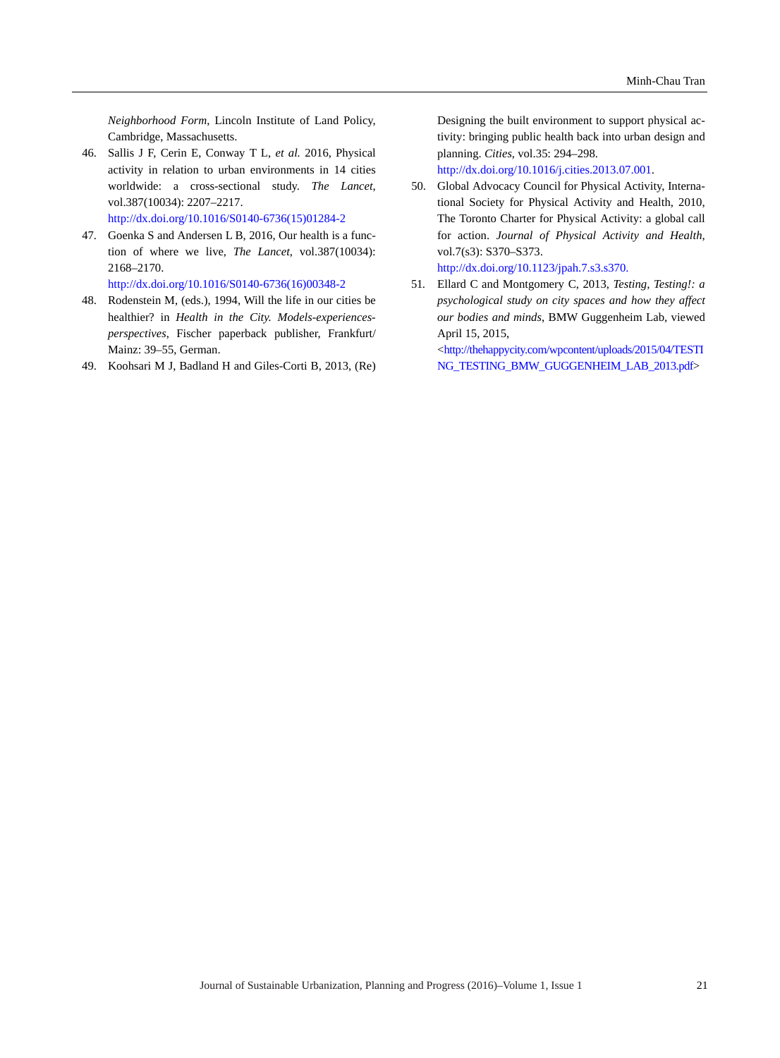*Neighborhood Form*, Lincoln Institute of Land Policy, Cambridge, Massachusetts.

46. Sallis J F, Cerin E, Conway T L, *et al.* 2016, Physical activity in relation to urban environments in 14 cities worldwide: a cross-sectional study. *The Lancet*, vol.387(10034): 2207–2217. http://dx.doi.org/10.1016/S0140-6736(15)01284-2
47. Goenka S and Andersen L B, 2016, Our health is a function of where we live, *The Lancet*, vol.387(10034): 2168–2170. http://dx.doi.org/10.1016/S0140-6736(16)00348-2
48. Rodenstein M, (eds.), 1994, Will the life in our cities be healthier? in *Health in the City. Models-experiences-perspectives*, Fischer paperback publisher, Frankfurt/ Mainz: 39–55, German.
49. Koohsari M J, Badland H and Giles-Corti B, 2013, (Re) Designing the built environment to support physical activity: bringing public health back into urban design and planning. *Cities*, vol.35: 294–298. http://dx.doi.org/10.1016/j.cities.2013.07.001.
50. Global Advocacy Council for Physical Activity, International Society for Physical Activity and Health, 2010, The Toronto Charter for Physical Activity: a global call for action. *Journal of Physical Activity and Health*, vol.7(s3): S370–S373. http://dx.doi.org/10.1123/jpah.7.s3.s370.
51. Ellard C and Montgomery C, 2013, *Testing, Testing!: a psychological study on city spaces and how they affect our bodies and minds*, BMW Guggenheim Lab, viewed April 15, 2015, <http://thehappycity.com/wpcontent/uploads/2015/04/TESTING_TESTING_BMW_GUGGENHEIM_LAB_2013.pdf>